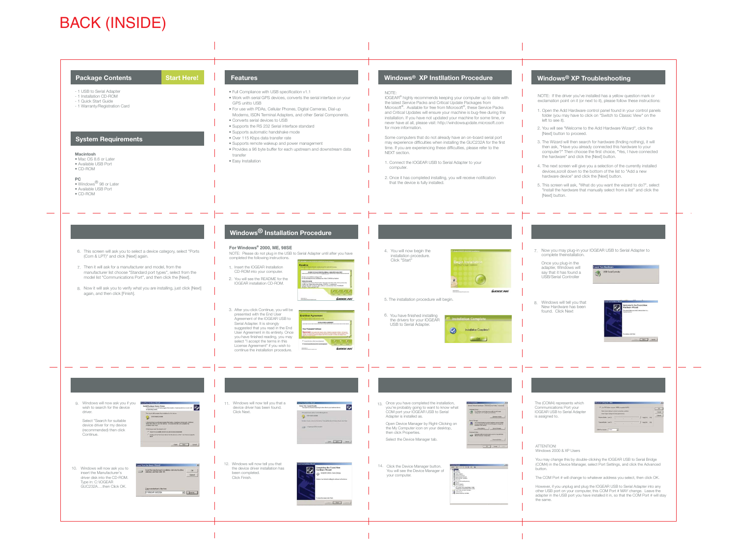# BACK (INSIDE)

## Package Contents

**Start Here!**

- 1 USB to Serial Adapter
- 1 Installation CD-ROM
- 1 Quick Start Guide
- 1 Warranty/Registration Card

## System Requirements

**Macintosh**

- Mac OS 8.6 or Later
- Available USB Port
- CD-ROM

**PC**

- Windows® 98 or Later
- Available USB Port
- CD-ROM

## Features

- Full Compliance with USB specification v1.1
- Work with serial GPS devices, converts the serial interface on your GPS unitto USB
- For use with PDAs, Cellular Phones, Digital Cameras, Dial-up Modems, ISDN Terminal Adapters, and other Serial Components.
- Converts serial devices to USB
- Supports the RS 232 Serial interface standard
- Supports automatic handshake mode
- Over 115 Kbps data transfer rate
- Supports remote wakeup and power management
- Provides a 96 byte buffer for each upstream and downstream data transfer
- Easy Installation

## Windows® XP Instllation Procedure

NOTE:
IOGEAR® highly recommends keeping your computer up to date with the latest Service Packs and Critical Update Packages from Microsoft®. Available for free from Microsoft®, these Service Packs and Critical Updates will ensure your machine is bug-free during this installation. If you have not updated your machine for some time, or never have at all, please visit: http://windowsupdate.microsoft.com for more information.

Some computers that do not already have an on-board serial port may experience difficulties when installing the GUC232A for the first time. If you are experiencing these difficulties, please refer to the NEXT section.

1. Connect the IOGEAR USB to Serial Adapter to your computer.
2. Once it has completed installing, you will receive notification that the device is fully installed.

## Windows® XP Troubleshooting

NOTE: If the driver you've installed has a yellow question mark or exclamation point on it (or next to it), please follow these instructions:

1. Open the Add Hardware control panel found in your control panels folder (you may have to click on "Switch to Classic View" on the left to see it).
2. You will see "Welcome to the Add Hardware Wizard", click the [Next] button to proceed.
3. The Wizard will then search for hardware (finding nothing), it will then ask, "Have you already connected this hardware to your computer?" Then choose the first choice, "Yes, I have connected the hardware" and click the [Next] button.
4. The next screen will give you a selection of the currently installed devices,scroll down to the bottom of the list to "Add a new hardware device" and click the [Next] button.
5. This screen will ask, "What do you want the wizard to do?", select "Install the hardware that manually select from a list" and click the [Next] button.
6. This screen will ask you to select a device category, select "Ports (Com & LPT)" and click [Next] again.
7. Then it will ask for a manufacturer and model, from the manufacturer list choose "Standard port types", select from the model list "Communications Port", and then click the [Next].
8. Now it will ask you to verify what you are installing, just click [Next] again, and then click [Finish].

## Windows® Installation Procedure

**For Windows® 2000, ME, 98SE**

NOTE: Please do not plug in the USB to Serial Adapter until after you have completed the following instructions.

1. Insert the IOGEAR Installation CD-ROM into your computer.
2. You will see the README for the IOGEAR installation CD-ROM.
3. After you click Continue, you will be presented with the End User Agreement of the IOGEAR USB to Serial Adapter. It is strongly suggested that you read in the End User Agreement in its entirety. Once you have finished reading, you may select "I accept the terms in this License Agreement" if you wish to continue the installation procedure.
4. You will now begin the installation procedure. Click "Start"
5. The installation procedure will begin.
6. You have finished installing the drivers for your IOGEAR USB to Serial Adapter.
7. Now you may plug-in your IOGEAR USB to Serial Adapter to complete theinstallation.

   Once you plug-in the adapter, Windows will say that it has found a USB/Serial Controller
8. Windows will tell you that New Hardware has been found. Click Next
9. Windows will now ask you if you wish to search for the device driver.

   Select "Search for suitable device driver for my device (recommended) then click Continue.
10. Windows will now ask you to insert the Manufacturer's driver disk into the CD-ROM. Type in: C:\IOGEAR GUC232A.....then Click OK.
11. Windows will now tell you that a device driver has been found. Click Next.
12. Windows will now tell you that the device driver installation has been completed. Click Finish.
13. Once you have completed the installation, you're probably going to want to know what COM port your IOGEAR USB to Serial Adapter is installed as.

    Open Device Manager by Right-Clicking on the My Computer icon on your desktop, then click Properties.

    Select the Device Manager tab.
14. Click the Device Manager button. You will see the Device Manager of your computer.

The (COM4) represents which Communications Port your IOGEAR USB to Serial Adapter is assigned to.

ATTENTION!
Windows 2000 & XP Users

You may change this by double-clicking the IOGEAR USB to Serial Bridge (COM4) in the Device Manager, select Port Settings, and click the Advanced button.

The COM Port # will change to whatever address you select, then click OK.

However, if you unplug and plug the IOGEAR USB to Serial Adapter into any other USB port on your computer, this COM Port # MAY change. Leave the adapter in the USB port you have installed it in, so that the COM Port # will stay the same.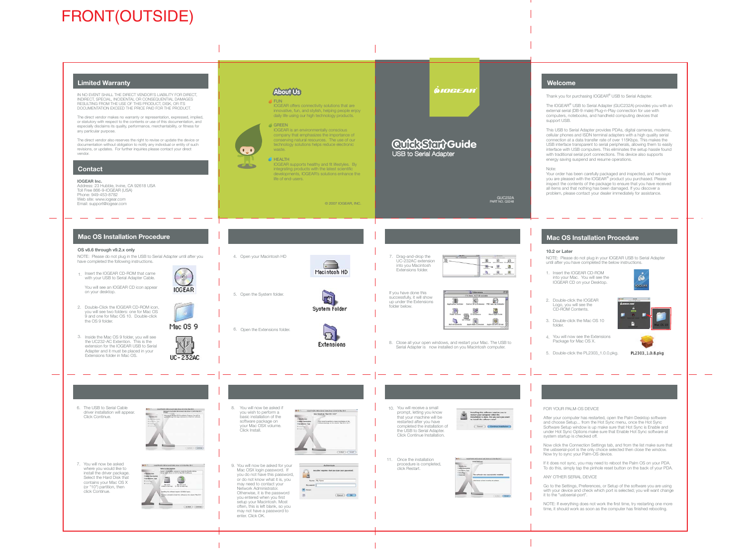FRONT(OUTSIDE)

## Limited Warranty

IN NO EVENT SHALL THE DIRECT VENDOR'S LIABILITY FOR DIRECT, INDIRECT, SPECIAL, INCIDENTAL OR CONSEQUENTIAL DAMAGES RESULTING FROM THE USE OF THIS PRODUCT, DISK, OR ITS DOCUMENTATION EXCEED THE PRICE PAID FOR THE PRODUCT.

The direct vendor makes no warranty or representation, expressed, implied, or statutory with respect to the contents or use of this documentation, and especially disclaims its quality, performance, merchantability, or fitness for any particular purpose.

The direct vendor also reserves the right to revise or update the device or documentation without obligation to notify any individual or entity of such revisions, or updates. For further inquiries please contact your direct vendor.

## Contact

**IOGEAR Inc.**
Address: 23 Hubble, Irvine, CA 92618 USA
Toll Free 866-9-IOGEAR (USA)
Phone: 949-453-8782
Web site: www.iogear.com
Email: support@iogear.com

## About Us

**FUN**
IOGEAR offers connectivity solutions that are innovative, fun, and stylish, helping people enjoy daily life using our high technology products.

**GREEN**
IOGEAR is an environmentally conscious company that emphasizes the importance of conserving natural resources. The use of our technology solutions helps reduce electronic waste.

**HEALTH**
IOGEAR supports healthy and fit lifestyles. By integrating products with the latest scientific developments, IOGEAR's solutions enhance the life of end-users.

© 2007 IOGEAR, INC.

IOGEAR

# QuickStart Guide
USB to Serial Adapter

GUC232A
PART NO. Q0248

## Welcome

Thank you for purchasing IOGEAR® USB to Serial Adapter.

The IOGEAR® USB to Serial Adapter (GUC232A) provides you with an external serial (DB-9 male) Plug-n-Play connection for use with computers, notebooks, and handheld computing devices that support USB.

This USB to Serial Adapter provides PDAs, digital cameras, modems, cellular phones and ISDN terminal adapters with a high quality serial connection at a data transfer rate of over 115Kbps. This interface makes the USB interface transparent to serial peripherals, allowing them to easily interface with USB computers. This eliminates the setup hassle found with traditional serial port connections. This device also supports energy saving suspend and resume operations.

Note:
Your order has been carefully packaged and inspected, and we hope you are pleased with the IOGEAR® product you purchased. Please inspect the contents of the package to ensure that you have received all items and that nothing has been damaged. If you discover a problem, please contact your dealer immediately for assistance.

## Mac OS Installation Procedure

**OS v8.6 through v9.2.x only**

NOTE: Please do not plug in the USB to Serial Adapter until after you have completed the following instructions.

1. Insert the IOGEAR CD-ROM that came with your USB to Serial Adapter Cable.

   You will see an IOGEAR CD icon appear on your desktop.

2. Double-Click the IOGEAR CD-ROM icon, you will see two folders: one for Mac OS 9 and one for Mac OS 10. Double-click the OS 9 folder.

3. Inside the Mac OS 9 folder, you will see the UC232-AC Extention. This is the extension for the IOGEAR USB to Serial Adapter and it must be placed in your Extensions folder in Mac OS.

4. Open your Macintosh HD

5. Open the System folder.

6. Open the Extensions folder.

7. Drag-and-drop the UC-232AC extension into you Macintosh Extensions folder.

   If you have done this successfully, it will show up under the Extensions folder below.

8. Close all your open windows, and restart your Mac. The USB to Serial Adapter is now installed on you Macintosh computer.

## Mac OS Installation Procedure

**10.2 or Later**

NOTE: Please do not plug in your IOGEAR USB to Serial Adapter until after you have completed the below instructions.

1. Insert the IOGEAR CD-ROM into your Mac. You will see the IOGEAR CD on your Desktop.
2. Double-click the IOGEAR Logo, you will see the CD-ROM Contents.
3. Double-click the Mac OS 10 folder.
4. You will now see the Extensions Package for Mac OS X.
5. Double-click the PL2303_1.0.0.pkg.
6. The USB to Serial Cable driver installation will appear. Click Continue.
7. You will now be asked where you would like to install the driver package. Select the Hard Disk that contains your Mac OS X (or "10") partition, then click Continue.
8. You will now be asked if you wish to perform a basic installation of the software package on your Mac OSX volume. Click Install.
9. You will now be asked for your Mac OSX login password. If you do not have this password, or do not know what it is, you may need to contact your Network Administrator. Otherwise, it is the password you entered when you first setup your Macintosh. Most often, this is left blank, so you may not have a password to enter. Click OK.
10. You will receive a small prompt, letting you know that your machine will be restarted after you have completed the installation of the USB to Serial Adapter. Click Continue Installation.
11. Once the installation procedure is completed, click Restart.

FOR YOUR PALM-OS DEVICE

After your computer has restarted, open the Palm Desktop software and choose Setup... from the Hot Sync menu, once the Hot Sync Software Setup window is up make sure that Hot Sync is Enable and under Hot Sync Options make sure that Enable Hot Sync software at system startup is checked off.

Now click the Connection Settings tab, and from the list make sure that the usbserial-port is the only choice selected then close the window. Now try to sync your Palm-OS device.

If it does not sync, you may need to reboot the Palm OS on your PDA. To do this, simply tap the pinhole reset button on the back of your PDA.

ANY OTHER SERIAL DEVICE

Go to the Settings, Preferences, or Setup of the software you are using with your device and check which port is selected; you will want change it to the "usbserial-port".

NOTE: If everything does not work the first time, try restarting one more time, it should work as soon as the computer has finished rebooting.